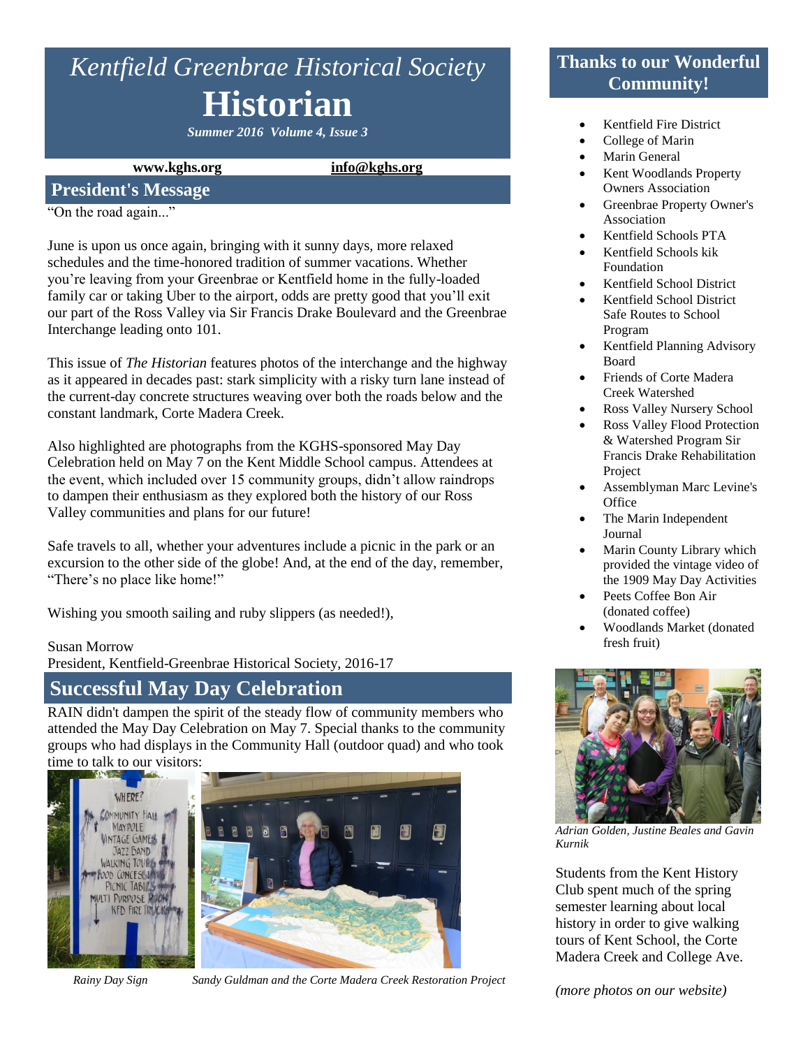# Kentfield Greenbrae Historical Society

# Historian

*Summer 2016 Volume 4, Issue 3*

**www.kghs.org** **info@kghs.org**

## President's Message

"On the road again..."

June is upon us once again, bringing with it sunny days, more relaxed schedules and the time-honored tradition of summer vacations. Whether you're leaving from your Greenbrae or Kentfield home in the fully-loaded family car or taking Uber to the airport, odds are pretty good that you'll exit our part of the Ross Valley via Sir Francis Drake Boulevard and the Greenbrae Interchange leading onto 101.

This issue of *The Historian* features photos of the interchange and the highway as it appeared in decades past: stark simplicity with a risky turn lane instead of the current-day concrete structures weaving over both the roads below and the constant landmark, Corte Madera Creek.

Also highlighted are photographs from the KGHS-sponsored May Day Celebration held on May 7 on the Kent Middle School campus. Attendees at the event, which included over 15 community groups, didn't allow raindrops to dampen their enthusiasm as they explored both the history of our Ross Valley communities and plans for our future!

Safe travels to all, whether your adventures include a picnic in the park or an excursion to the other side of the globe! And, at the end of the day, remember, "There's no place like home!"

Wishing you smooth sailing and ruby slippers (as needed!),

Susan Morrow
President, Kentfield-Greenbrae Historical Society, 2016-17

## Successful May Day Celebration

RAIN didn't dampen the spirit of the steady flow of community members who attended the May Day Celebration on May 7. Special thanks to the community groups who had displays in the Community Hall (outdoor quad) and who took time to talk to our visitors:

*Rainy Day Sign*

*Sandy Guldman and the Corte Madera Creek Restoration Project*

## Thanks to our Wonderful Community!

- Kentfield Fire District
- College of Marin
- Marin General
- Kent Woodlands Property Owners Association
- Greenbrae Property Owner's Association
- Kentfield Schools PTA
- Kentfield Schools kik Foundation
- Kentfield School District
- Kentfield School District Safe Routes to School Program
- Kentfield Planning Advisory Board
- Friends of Corte Madera Creek Watershed
- Ross Valley Nursery School
- Ross Valley Flood Protection & Watershed Program Sir Francis Drake Rehabilitation Project
- Assemblyman Marc Levine's Office
- The Marin Independent Journal
- Marin County Library which provided the vintage video of the 1909 May Day Activities
- Peets Coffee Bon Air (donated coffee)
- Woodlands Market (donated fresh fruit)

*Adrian Golden, Justine Beales and Gavin Kurnik*

Students from the Kent History Club spent much of the spring semester learning about local history in order to give walking tours of Kent School, the Corte Madera Creek and College Ave.

*(more photos on our website)*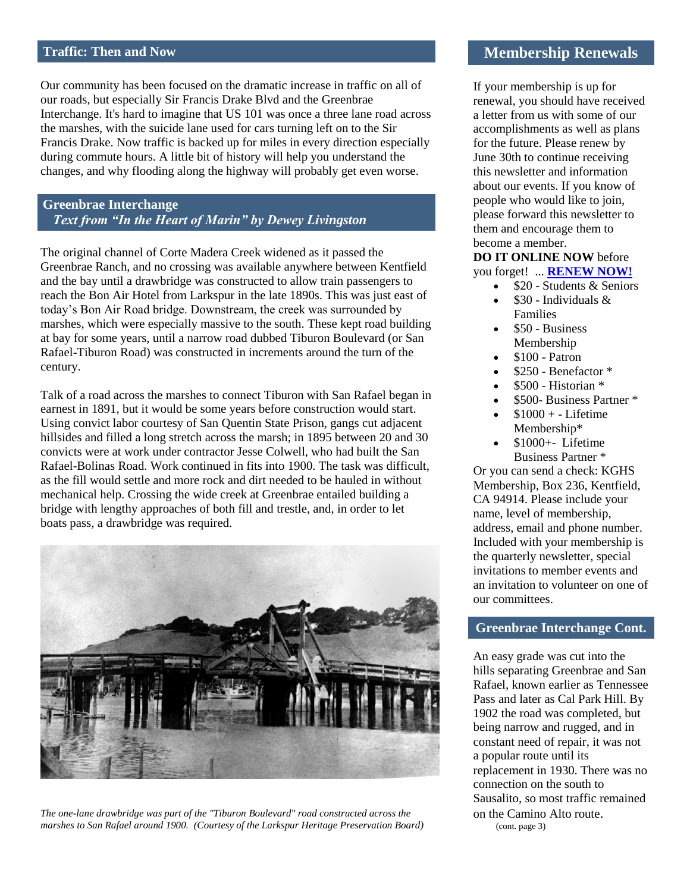## Traffic: Then and Now

Our community has been focused on the dramatic increase in traffic on all of our roads, but especially Sir Francis Drake Blvd and the Greenbrae Interchange. It's hard to imagine that US 101 was once a three lane road across the marshes, with the suicide lane used for cars turning left on to the Sir Francis Drake. Now traffic is backed up for miles in every direction especially during commute hours. A little bit of history will help you understand the changes, and why flooding along the highway will probably get even worse.

## Greenbrae Interchange

*Text from "In the Heart of Marin" by Dewey Livingston*

The original channel of Corte Madera Creek widened as it passed the Greenbrae Ranch, and no crossing was available anywhere between Kentfield and the bay until a drawbridge was constructed to allow train passengers to reach the Bon Air Hotel from Larkspur in the late 1890s. This was just east of today's Bon Air Road bridge. Downstream, the creek was surrounded by marshes, which were especially massive to the south. These kept road building at bay for some years, until a narrow road dubbed Tiburon Boulevard (or San Rafael-Tiburon Road) was constructed in increments around the turn of the century.

Talk of a road across the marshes to connect Tiburon with San Rafael began in earnest in 1891, but it would be some years before construction would start. Using convict labor courtesy of San Quentin State Prison, gangs cut adjacent hillsides and filled a long stretch across the marsh; in 1895 between 20 and 30 convicts were at work under contractor Jesse Colwell, who had built the San Rafael-Bolinas Road. Work continued in fits into 1900. The task was difficult, as the fill would settle and more rock and dirt needed to be hauled in without mechanical help. Crossing the wide creek at Greenbrae entailed building a bridge with lengthy approaches of both fill and trestle, and, in order to let boats pass, a drawbridge was required.

*The one-lane drawbridge was part of the "Tiburon Boulevard" road constructed across the marshes to San Rafael around 1900. (Courtesy of the Larkspur Heritage Preservation Board)*

## Membership Renewals

If your membership is up for renewal, you should have received a letter from us with some of our accomplishments as well as plans for the future. Please renew by June 30th to continue receiving this newsletter and information about our events. If you know of people who would like to join, please forward this newsletter to them and encourage them to become a member.

**DO IT ONLINE NOW** before you forget! ... **RENEW NOW!**

- $20 - Students & Seniors
- $30 - Individuals & Families
- $50 - Business Membership
- $100 - Patron
- $250 - Benefactor *
- $500 - Historian *
- $500- Business Partner *
- $1000 + - Lifetime Membership*
- $1000+- Lifetime Business Partner *

Or you can send a check: KGHS Membership, Box 236, Kentfield, CA 94914. Please include your name, level of membership, address, email and phone number. Included with your membership is the quarterly newsletter, special invitations to member events and an invitation to volunteer on one of our committees.

## Greenbrae Interchange Cont.

An easy grade was cut into the hills separating Greenbrae and San Rafael, known earlier as Tennessee Pass and later as Cal Park Hill. By 1902 the road was completed, but being narrow and rugged, and in constant need of repair, it was not a popular route until its replacement in 1930. There was no connection on the south to Sausalito, so most traffic remained on the Camino Alto route.

(cont. page 3)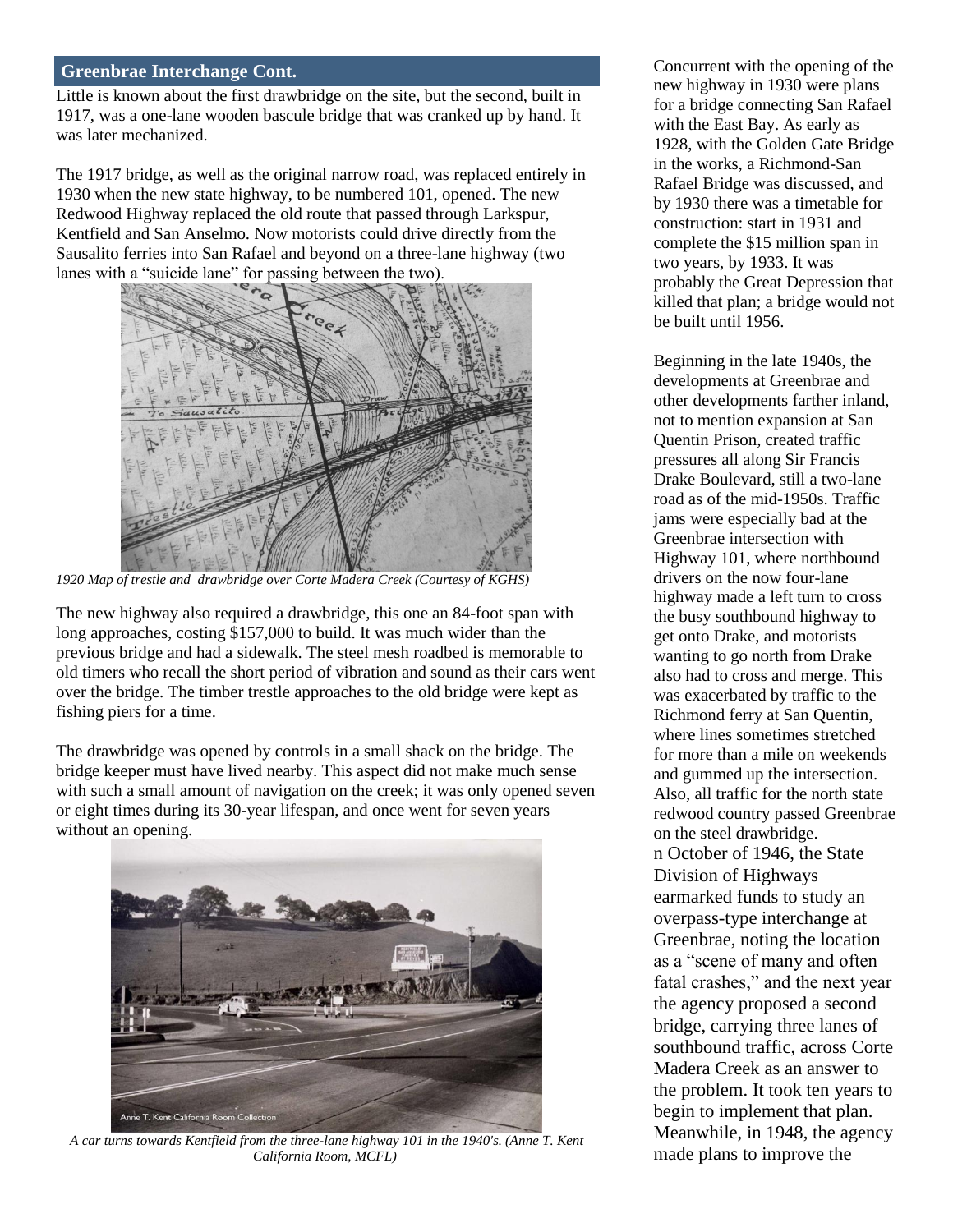## Greenbrae Interchange Cont.

Little is known about the first drawbridge on the site, but the second, built in 1917, was a one-lane wooden bascule bridge that was cranked up by hand. It was later mechanized.

The 1917 bridge, as well as the original narrow road, was replaced entirely in 1930 when the new state highway, to be numbered 101, opened. The new Redwood Highway replaced the old route that passed through Larkspur, Kentfield and San Anselmo. Now motorists could drive directly from the Sausalito ferries into San Rafael and beyond on a three-lane highway (two lanes with a "suicide lane" for passing between the two).

*1920 Map of trestle and drawbridge over Corte Madera Creek (Courtesy of KGHS)*

The new highway also required a drawbridge, this one an 84-foot span with long approaches, costing $157,000 to build. It was much wider than the previous bridge and had a sidewalk. The steel mesh roadbed is memorable to old timers who recall the short period of vibration and sound as their cars went over the bridge. The timber trestle approaches to the old bridge were kept as fishing piers for a time.

The drawbridge was opened by controls in a small shack on the bridge. The bridge keeper must have lived nearby. This aspect did not make much sense with such a small amount of navigation on the creek; it was only opened seven or eight times during its 30-year lifespan, and once went for seven years without an opening.

*A car turns towards Kentfield from the three-lane highway 101 in the 1940's. (Anne T. Kent California Room, MCFL)*

Concurrent with the opening of the new highway in 1930 were plans for a bridge connecting San Rafael with the East Bay. As early as 1928, with the Golden Gate Bridge in the works, a Richmond-San Rafael Bridge was discussed, and by 1930 there was a timetable for construction: start in 1931 and complete the $15 million span in two years, by 1933. It was probably the Great Depression that killed that plan; a bridge would not be built until 1956.

Beginning in the late 1940s, the developments at Greenbrae and other developments farther inland, not to mention expansion at San Quentin Prison, created traffic pressures all along Sir Francis Drake Boulevard, still a two-lane road as of the mid-1950s. Traffic jams were especially bad at the Greenbrae intersection with Highway 101, where northbound drivers on the now four-lane highway made a left turn to cross the busy southbound highway to get onto Drake, and motorists wanting to go north from Drake also had to cross and merge. This was exacerbated by traffic to the Richmond ferry at San Quentin, where lines sometimes stretched for more than a mile on weekends and gummed up the intersection. Also, all traffic for the north state redwood country passed Greenbrae on the steel drawbridge.

n October of 1946, the State Division of Highways earmarked funds to study an overpass-type interchange at Greenbrae, noting the location as a "scene of many and often fatal crashes," and the next year the agency proposed a second bridge, carrying three lanes of southbound traffic, across Corte Madera Creek as an answer to the problem. It took ten years to begin to implement that plan. Meanwhile, in 1948, the agency made plans to improve the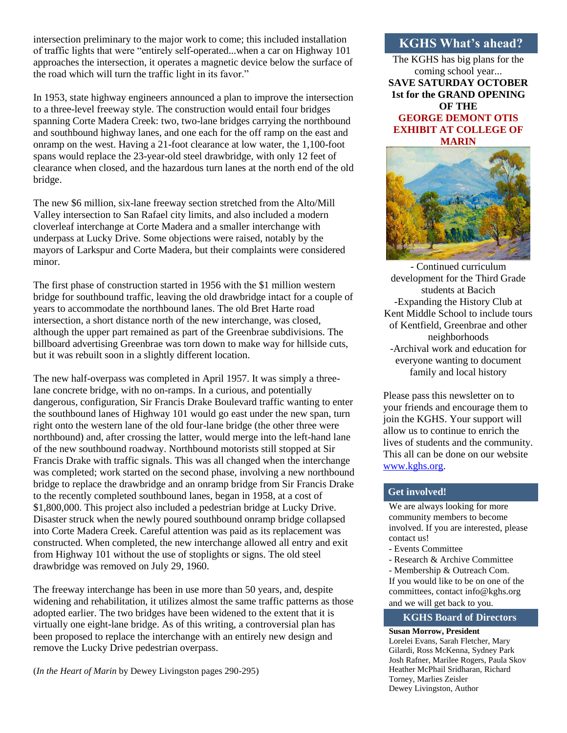intersection preliminary to the major work to come; this included installation of traffic lights that were "entirely self-operated...when a car on Highway 101 approaches the intersection, it operates a magnetic device below the surface of the road which will turn the traffic light in its favor."

In 1953, state highway engineers announced a plan to improve the intersection to a three-level freeway style. The construction would entail four bridges spanning Corte Madera Creek: two, two-lane bridges carrying the northbound and southbound highway lanes, and one each for the off ramp on the east and onramp on the west. Having a 21-foot clearance at low water, the 1,100-foot spans would replace the 23-year-old steel drawbridge, with only 12 feet of clearance when closed, and the hazardous turn lanes at the north end of the old bridge.

The new $6 million, six-lane freeway section stretched from the Alto/Mill Valley intersection to San Rafael city limits, and also included a modern cloverleaf interchange at Corte Madera and a smaller interchange with underpass at Lucky Drive. Some objections were raised, notably by the mayors of Larkspur and Corte Madera, but their complaints were considered minor.

The first phase of construction started in 1956 with the $1 million western bridge for southbound traffic, leaving the old drawbridge intact for a couple of years to accommodate the northbound lanes. The old Bret Harte road intersection, a short distance north of the new interchange, was closed, although the upper part remained as part of the Greenbrae subdivisions. The billboard advertising Greenbrae was torn down to make way for hillside cuts, but it was rebuilt soon in a slightly different location.

The new half-overpass was completed in April 1957. It was simply a three-lane concrete bridge, with no on-ramps. In a curious, and potentially dangerous, configuration, Sir Francis Drake Boulevard traffic wanting to enter the southbound lanes of Highway 101 would go east under the new span, turn right onto the western lane of the old four-lane bridge (the other three were northbound) and, after crossing the latter, would merge into the left-hand lane of the new southbound roadway. Northbound motorists still stopped at Sir Francis Drake with traffic signals. This was all changed when the interchange was completed; work started on the second phase, involving a new northbound bridge to replace the drawbridge and an onramp bridge from Sir Francis Drake to the recently completed southbound lanes, began in 1958, at a cost of $1,800,000. This project also included a pedestrian bridge at Lucky Drive. Disaster struck when the newly poured southbound onramp bridge collapsed into Corte Madera Creek. Careful attention was paid as its replacement was constructed. When completed, the new interchange allowed all entry and exit from Highway 101 without the use of stoplights or signs. The old steel drawbridge was removed on July 29, 1960.

The freeway interchange has been in use more than 50 years, and, despite widening and rehabilitation, it utilizes almost the same traffic patterns as those adopted earlier. The two bridges have been widened to the extent that it is virtually one eight-lane bridge. As of this writing, a controversial plan has been proposed to replace the interchange with an entirely new design and remove the Lucky Drive pedestrian overpass.

(*In the Heart of Marin* by Dewey Livingston pages 290-295)

## KGHS What's ahead?

The KGHS has big plans for the coming school year...

**SAVE SATURDAY OCTOBER 1st for the GRAND OPENING OF THE GEORGE DEMONT OTIS EXHIBIT AT COLLEGE OF MARIN**

- Continued curriculum development for the Third Grade students at Bacich
- Expanding the History Club at Kent Middle School to include tours of Kentfield, Greenbrae and other neighborhoods
- Archival work and education for everyone wanting to document family and local history

Please pass this newsletter on to your friends and encourage them to join the KGHS. Your support will allow us to continue to enrich the lives of students and the community. This all can be done on our website www.kghs.org.

## Get involved!

We are always looking for more community members to become involved. If you are interested, please contact us!

- Events Committee
- Research & Archive Committee
- Membership & Outreach Com.

If you would like to be on one of the committees, contact info@kghs.org and we will get back to you.

## KGHS Board of Directors

**Susan Morrow, President**
Lorelei Evans, Sarah Fletcher, Mary Gilardi, Ross McKenna, Sydney Park
Josh Rafner, Marilee Rogers, Paula Skov
Heather McPhail Sridharan, Richard Torney, Marlies Zeisler
Dewey Livingston, Author